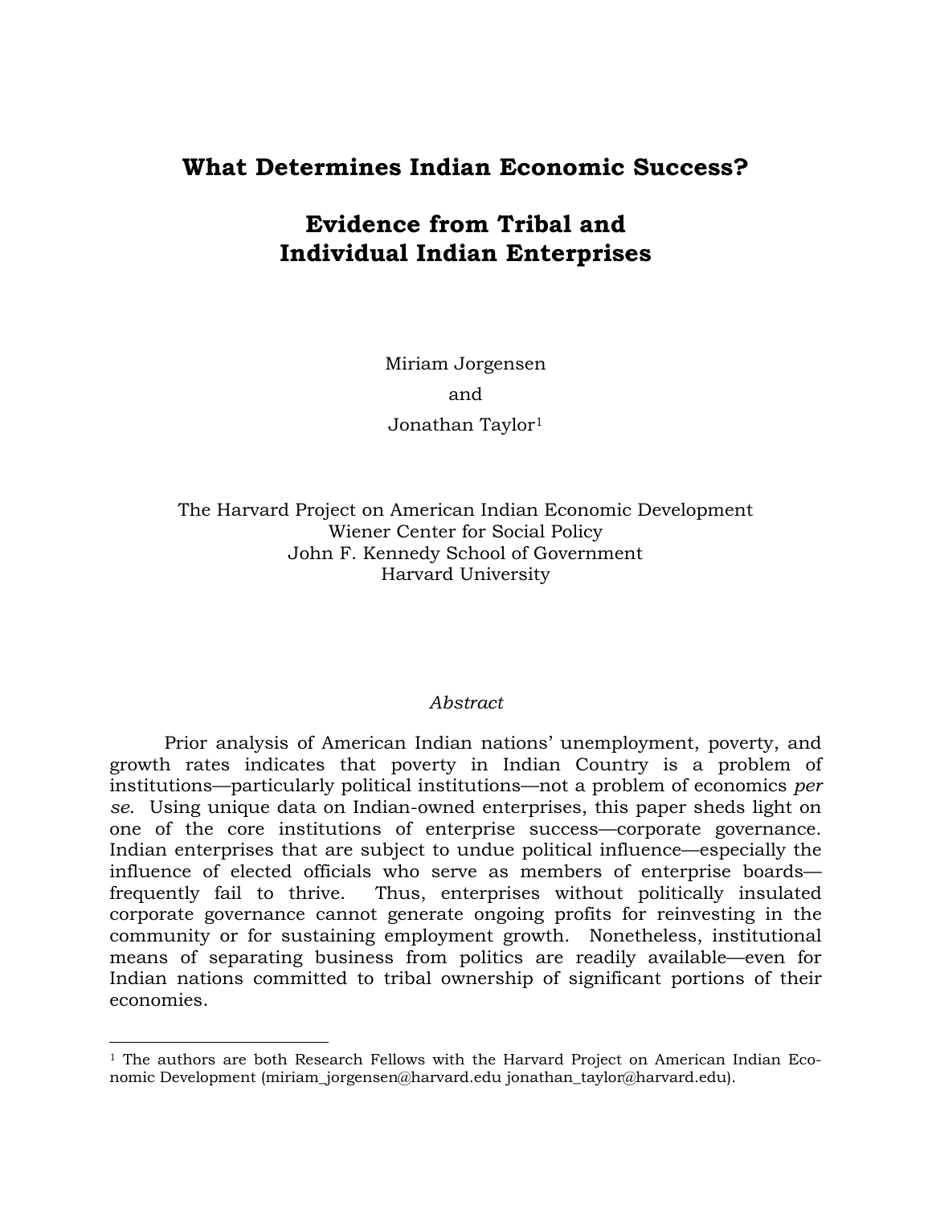# What Determines Indian Economic Success?

# Evidence from Tribal and Individual Indian Enterprises

Miriam Jorgensen

and

Jonathan Taylor[1]

The Harvard Project on American Indian Economic Development
Wiener Center for Social Policy
John F. Kennedy School of Government
Harvard University

*Abstract*

Prior analysis of American Indian nations' unemployment, poverty, and growth rates indicates that poverty in Indian Country is a problem of institutions—particularly political institutions—not a problem of economics *per se*. Using unique data on Indian-owned enterprises, this paper sheds light on one of the core institutions of enterprise success—corporate governance. Indian enterprises that are subject to undue political influence—especially the influence of elected officials who serve as members of enterprise boards—frequently fail to thrive. Thus, enterprises without politically insulated corporate governance cannot generate ongoing profits for reinvesting in the community or for sustaining employment growth. Nonetheless, institutional means of separating business from politics are readily available—even for Indian nations committed to tribal ownership of significant portions of their economies.

[1] The authors are both Research Fellows with the Harvard Project on American Indian Economic Development (miriam_jorgensen@harvard.edu jonathan_taylor@harvard.edu).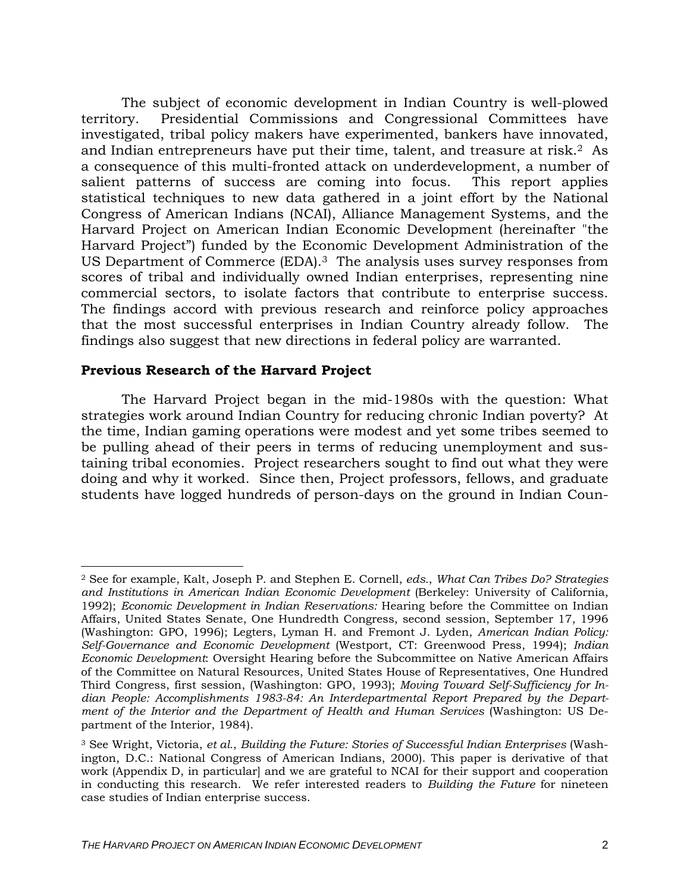The subject of economic development in Indian Country is well-plowed territory. Presidential Commissions and Congressional Committees have investigated, tribal policy makers have experimented, bankers have innovated, and Indian entrepreneurs have put their time, talent, and treasure at risk.[2] As a consequence of this multi-fronted attack on underdevelopment, a number of salient patterns of success are coming into focus. This report applies statistical techniques to new data gathered in a joint effort by the National Congress of American Indians (NCAI), Alliance Management Systems, and the Harvard Project on American Indian Economic Development (hereinafter "the Harvard Project") funded by the Economic Development Administration of the US Department of Commerce (EDA).[3] The analysis uses survey responses from scores of tribal and individually owned Indian enterprises, representing nine commercial sectors, to isolate factors that contribute to enterprise success. The findings accord with previous research and reinforce policy approaches that the most successful enterprises in Indian Country already follow. The findings also suggest that new directions in federal policy are warranted.

**Previous Research of the Harvard Project**

The Harvard Project began in the mid-1980s with the question: What strategies work around Indian Country for reducing chronic Indian poverty? At the time, Indian gaming operations were modest and yet some tribes seemed to be pulling ahead of their peers in terms of reducing unemployment and sustaining tribal economies. Project researchers sought to find out what they were doing and why it worked. Since then, Project professors, fellows, and graduate students have logged hundreds of person-days on the ground in Indian Coun-

---

[2] See for example, Kalt, Joseph P. and Stephen E. Cornell, *eds.*, *What Can Tribes Do? Strategies and Institutions in American Indian Economic Development* (Berkeley: University of California, 1992); *Economic Development in Indian Reservations:* Hearing before the Committee on Indian Affairs, United States Senate, One Hundredth Congress, second session, September 17, 1996 (Washington: GPO, 1996); Legters, Lyman H. and Fremont J. Lyden, *American Indian Policy: Self-Governance and Economic Development* (Westport, CT: Greenwood Press, 1994); *Indian Economic Development*: Oversight Hearing before the Subcommittee on Native American Affairs of the Committee on Natural Resources, United States House of Representatives, One Hundred Third Congress, first session, (Washington: GPO, 1993); *Moving Toward Self-Sufficiency for Indian People: Accomplishments 1983-84: An Interdepartmental Report Prepared by the Department of the Interior and the Department of Health and Human Services* (Washington: US Department of the Interior, 1984).

[3] See Wright, Victoria, *et al.*, *Building the Future: Stories of Successful Indian Enterprises* (Washington, D.C.: National Congress of American Indians, 2000). This paper is derivative of that work (Appendix D, in particular] and we are grateful to NCAI for their support and cooperation in conducting this research. We refer interested readers to *Building the Future* for nineteen case studies of Indian enterprise success.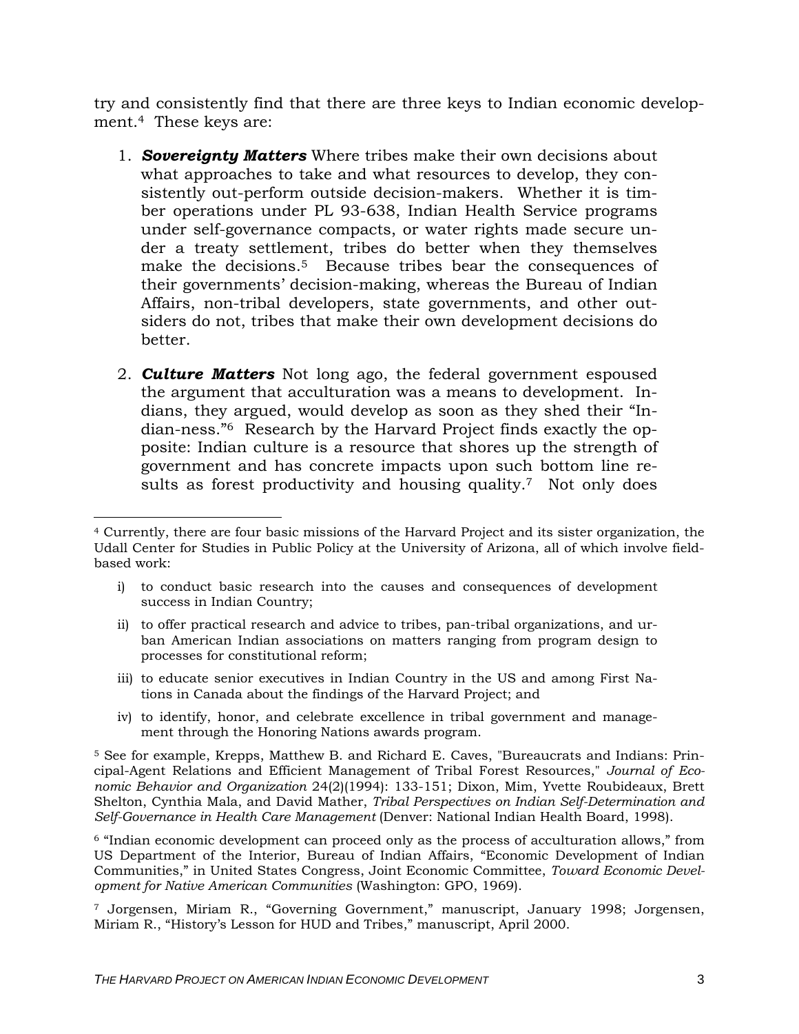try and consistently find that there are three keys to Indian economic development.[4] These keys are:

1. ***Sovereignty Matters*** Where tribes make their own decisions about what approaches to take and what resources to develop, they consistently out-perform outside decision-makers. Whether it is timber operations under PL 93-638, Indian Health Service programs under self-governance compacts, or water rights made secure under a treaty settlement, tribes do better when they themselves make the decisions.[5] Because tribes bear the consequences of their governments' decision-making, whereas the Bureau of Indian Affairs, non-tribal developers, state governments, and other outsiders do not, tribes that make their own development decisions do better.

2. ***Culture Matters*** Not long ago, the federal government espoused the argument that acculturation was a means to development. Indians, they argued, would develop as soon as they shed their "Indian-ness."[6] Research by the Harvard Project finds exactly the opposite: Indian culture is a resource that shores up the strength of government and has concrete impacts upon such bottom line results as forest productivity and housing quality.[7] Not only does

---

[4] Currently, there are four basic missions of the Harvard Project and its sister organization, the Udall Center for Studies in Public Policy at the University of Arizona, all of which involve field-based work:

i) to conduct basic research into the causes and consequences of development success in Indian Country;

ii) to offer practical research and advice to tribes, pan-tribal organizations, and urban American Indian associations on matters ranging from program design to processes for constitutional reform;

iii) to educate senior executives in Indian Country in the US and among First Nations in Canada about the findings of the Harvard Project; and

iv) to identify, honor, and celebrate excellence in tribal government and management through the Honoring Nations awards program.

[5] See for example, Krepps, Matthew B. and Richard E. Caves, "Bureaucrats and Indians: Principal-Agent Relations and Efficient Management of Tribal Forest Resources," *Journal of Economic Behavior and Organization* 24(2)(1994): 133-151; Dixon, Mim, Yvette Roubideaux, Brett Shelton, Cynthia Mala, and David Mather, *Tribal Perspectives on Indian Self-Determination and Self-Governance in Health Care Management* (Denver: National Indian Health Board, 1998).

[6] "Indian economic development can proceed only as the process of acculturation allows," from US Department of the Interior, Bureau of Indian Affairs, "Economic Development of Indian Communities," in United States Congress, Joint Economic Committee, *Toward Economic Development for Native American Communities* (Washington: GPO, 1969).

[7] Jorgensen, Miriam R., "Governing Government," manuscript, January 1998; Jorgensen, Miriam R., "History's Lesson for HUD and Tribes," manuscript, April 2000.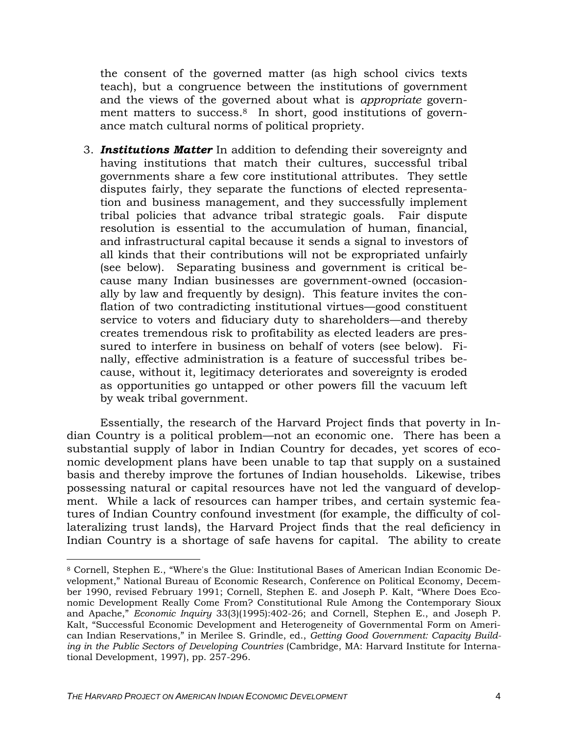the consent of the governed matter (as high school civics texts teach), but a congruence between the institutions of government and the views of the governed about what is *appropriate* government matters to success.[8] In short, good institutions of governance match cultural norms of political propriety.

3. ***Institutions Matter*** In addition to defending their sovereignty and having institutions that match their cultures, successful tribal governments share a few core institutional attributes. They settle disputes fairly, they separate the functions of elected representation and business management, and they successfully implement tribal policies that advance tribal strategic goals. Fair dispute resolution is essential to the accumulation of human, financial, and infrastructural capital because it sends a signal to investors of all kinds that their contributions will not be expropriated unfairly (see below). Separating business and government is critical because many Indian businesses are government-owned (occasionally by law and frequently by design). This feature invites the conflation of two contradicting institutional virtues—good constituent service to voters and fiduciary duty to shareholders—and thereby creates tremendous risk to profitability as elected leaders are pressured to interfere in business on behalf of voters (see below). Finally, effective administration is a feature of successful tribes because, without it, legitimacy deteriorates and sovereignty is eroded as opportunities go untapped or other powers fill the vacuum left by weak tribal government.

Essentially, the research of the Harvard Project finds that poverty in Indian Country is a political problem—not an economic one. There has been a substantial supply of labor in Indian Country for decades, yet scores of economic development plans have been unable to tap that supply on a sustained basis and thereby improve the fortunes of Indian households. Likewise, tribes possessing natural or capital resources have not led the vanguard of development. While a lack of resources can hamper tribes, and certain systemic features of Indian Country confound investment (for example, the difficulty of collateralizing trust lands), the Harvard Project finds that the real deficiency in Indian Country is a shortage of safe havens for capital. The ability to create

---

[8] Cornell, Stephen E., "Where's the Glue: Institutional Bases of American Indian Economic Development," National Bureau of Economic Research, Conference on Political Economy, December 1990, revised February 1991; Cornell, Stephen E. and Joseph P. Kalt, "Where Does Economic Development Really Come From? Constitutional Rule Among the Contemporary Sioux and Apache," *Economic Inquiry* 33(3)(1995):402-26; and Cornell, Stephen E., and Joseph P. Kalt, "Successful Economic Development and Heterogeneity of Governmental Form on American Indian Reservations," in Merilee S. Grindle, ed., *Getting Good Government: Capacity Building in the Public Sectors of Developing Countries* (Cambridge, MA: Harvard Institute for International Development, 1997), pp. 257-296.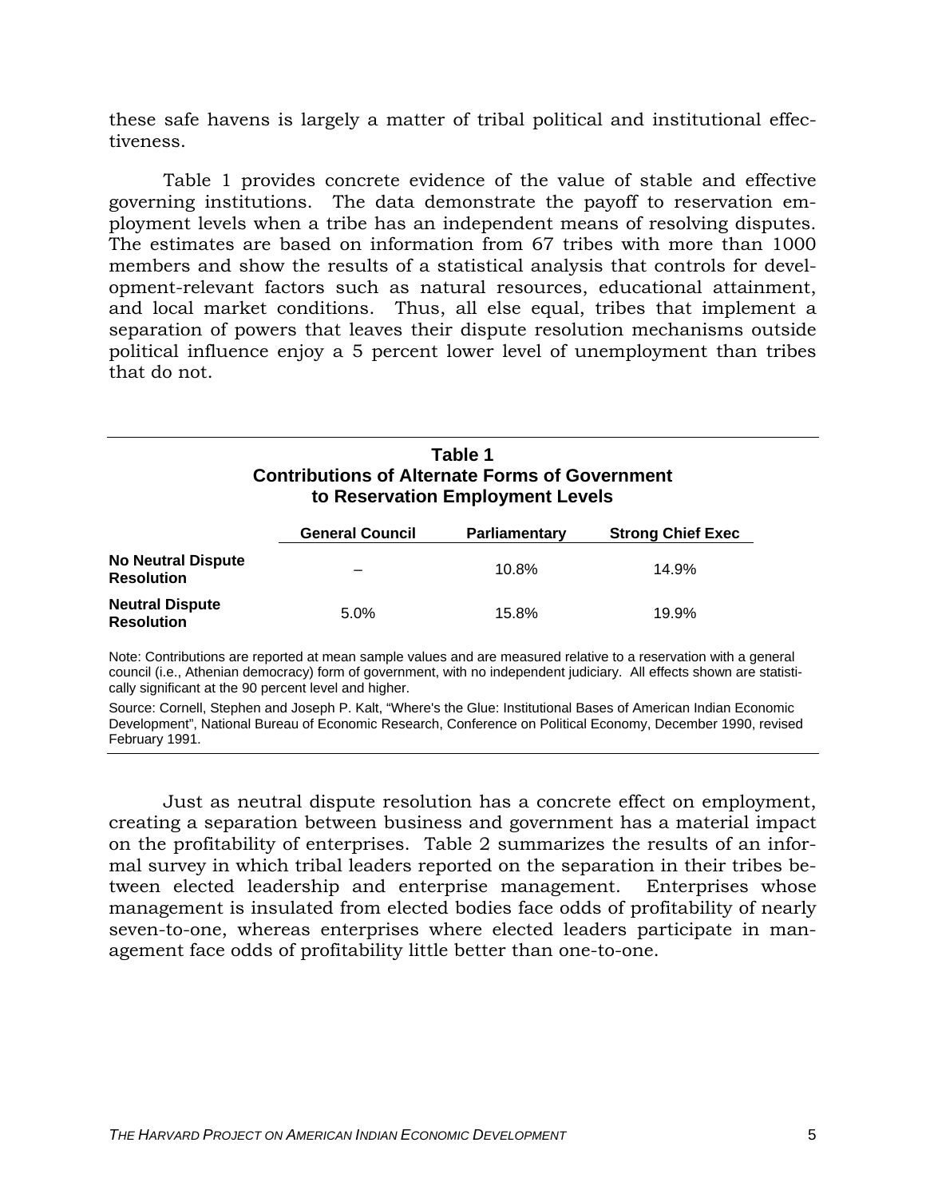these safe havens is largely a matter of tribal political and institutional effectiveness.

Table 1 provides concrete evidence of the value of stable and effective governing institutions. The data demonstrate the payoff to reservation employment levels when a tribe has an independent means of resolving disputes. The estimates are based on information from 67 tribes with more than 1000 members and show the results of a statistical analysis that controls for development-relevant factors such as natural resources, educational attainment, and local market conditions. Thus, all else equal, tribes that implement a separation of powers that leaves their dispute resolution mechanisms outside political influence enjoy a 5 percent lower level of unemployment than tribes that do not.

**Table 1**
**Contributions of Alternate Forms of Government to Reservation Employment Levels**

| | General Council | Parliamentary | Strong Chief Exec |
|---|---|---|---|
| **No Neutral Dispute Resolution** | – | 10.8% | 14.9% |
| **Neutral Dispute Resolution** | 5.0% | 15.8% | 19.9% |

Note: Contributions are reported at mean sample values and are measured relative to a reservation with a general council (i.e., Athenian democracy) form of government, with no independent judiciary. All effects shown are statistically significant at the 90 percent level and higher.

Source: Cornell, Stephen and Joseph P. Kalt, "Where's the Glue: Institutional Bases of American Indian Economic Development", National Bureau of Economic Research, Conference on Political Economy, December 1990, revised February 1991.

Just as neutral dispute resolution has a concrete effect on employment, creating a separation between business and government has a material impact on the profitability of enterprises. Table 2 summarizes the results of an informal survey in which tribal leaders reported on the separation in their tribes between elected leadership and enterprise management. Enterprises whose management is insulated from elected bodies face odds of profitability of nearly seven-to-one, whereas enterprises where elected leaders participate in management face odds of profitability little better than one-to-one.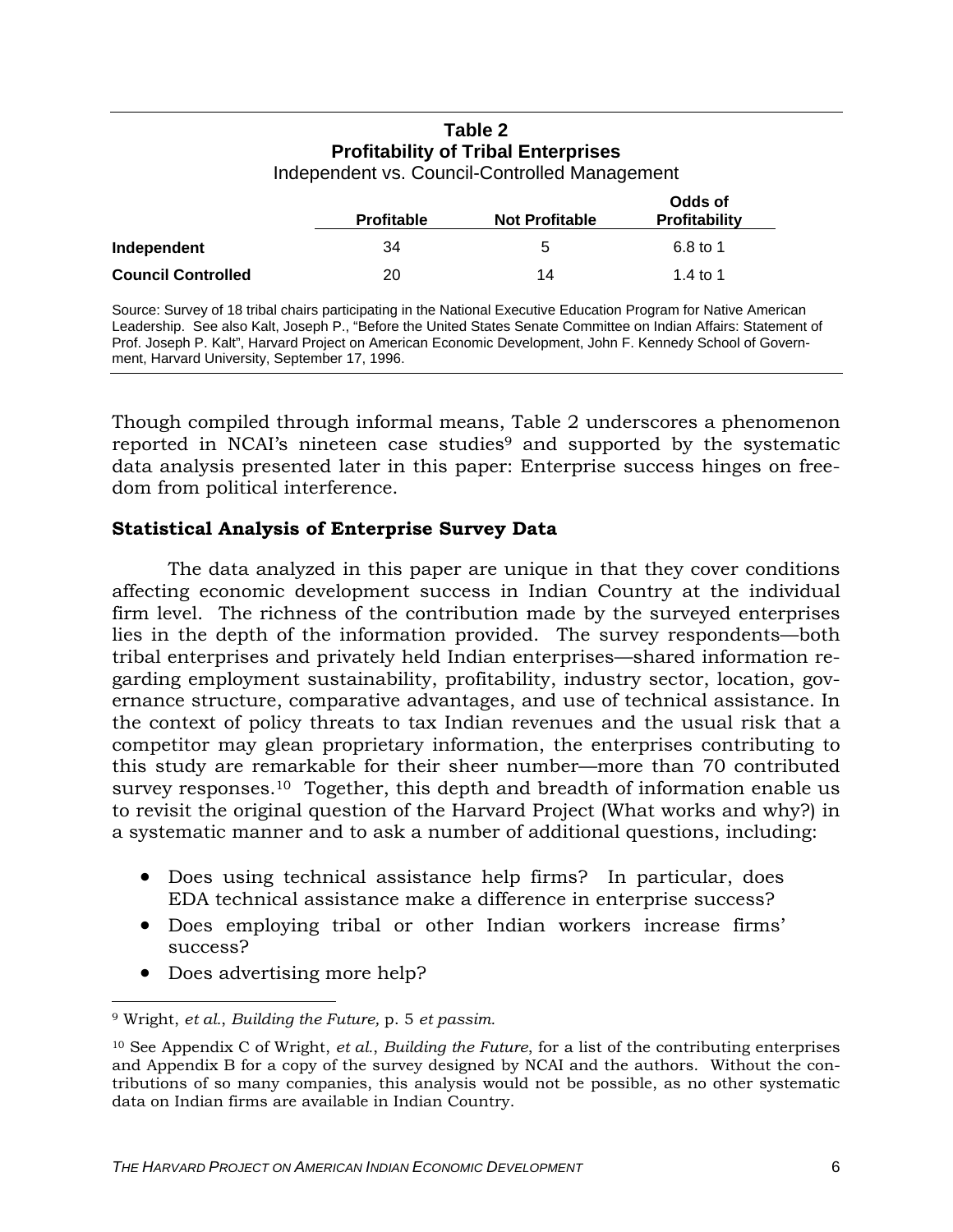**Table 2**
**Profitability of Tribal Enterprises**
Independent vs. Council-Controlled Management

| | Profitable | Not Profitable | Odds of Profitability |
|---|---|---|---|
| **Independent** | 34 | 5 | 6.8 to 1 |
| **Council Controlled** | 20 | 14 | 1.4 to 1 |

Source: Survey of 18 tribal chairs participating in the National Executive Education Program for Native American Leadership. See also Kalt, Joseph P., "Before the United States Senate Committee on Indian Affairs: Statement of Prof. Joseph P. Kalt", Harvard Project on American Economic Development, John F. Kennedy School of Government, Harvard University, September 17, 1996.

Though compiled through informal means, Table 2 underscores a phenomenon reported in NCAI's nineteen case studies[9] and supported by the systematic data analysis presented later in this paper: Enterprise success hinges on freedom from political interference.

### Statistical Analysis of Enterprise Survey Data

The data analyzed in this paper are unique in that they cover conditions affecting economic development success in Indian Country at the individual firm level. The richness of the contribution made by the surveyed enterprises lies in the depth of the information provided. The survey respondents—both tribal enterprises and privately held Indian enterprises—shared information regarding employment sustainability, profitability, industry sector, location, governance structure, comparative advantages, and use of technical assistance. In the context of policy threats to tax Indian revenues and the usual risk that a competitor may glean proprietary information, the enterprises contributing to this study are remarkable for their sheer number—more than 70 contributed survey responses.[10] Together, this depth and breadth of information enable us to revisit the original question of the Harvard Project (What works and why?) in a systematic manner and to ask a number of additional questions, including:

- Does using technical assistance help firms? In particular, does EDA technical assistance make a difference in enterprise success?
- Does employing tribal or other Indian workers increase firms' success?
- Does advertising more help?

---

[9] Wright, *et al.*, *Building the Future,* p. 5 *et passim.*

[10] See Appendix C of Wright, *et al.*, *Building the Future*, for a list of the contributing enterprises and Appendix B for a copy of the survey designed by NCAI and the authors. Without the contributions of so many companies, this analysis would not be possible, as no other systematic data on Indian firms are available in Indian Country.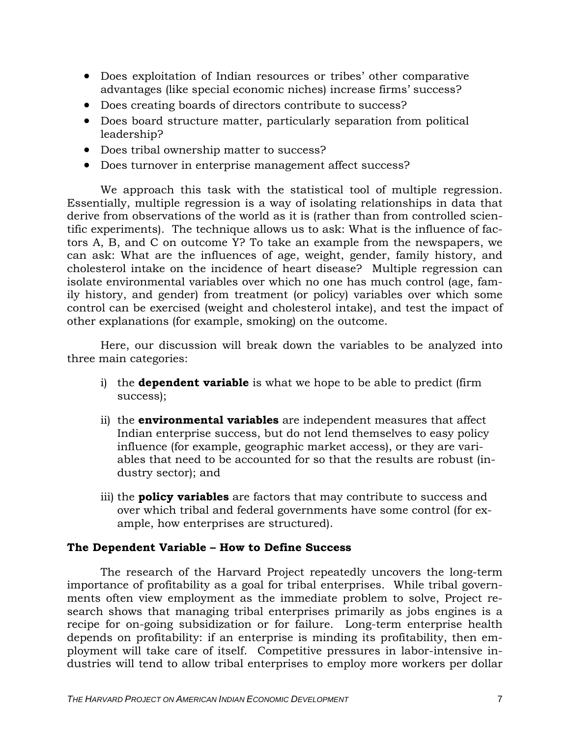- Does exploitation of Indian resources or tribes' other comparative advantages (like special economic niches) increase firms' success?
- Does creating boards of directors contribute to success?
- Does board structure matter, particularly separation from political leadership?
- Does tribal ownership matter to success?
- Does turnover in enterprise management affect success?

We approach this task with the statistical tool of multiple regression. Essentially, multiple regression is a way of isolating relationships in data that derive from observations of the world as it is (rather than from controlled scientific experiments). The technique allows us to ask: What is the influence of factors A, B, and C on outcome Y? To take an example from the newspapers, we can ask: What are the influences of age, weight, gender, family history, and cholesterol intake on the incidence of heart disease? Multiple regression can isolate environmental variables over which no one has much control (age, family history, and gender) from treatment (or policy) variables over which some control can be exercised (weight and cholesterol intake), and test the impact of other explanations (for example, smoking) on the outcome.

Here, our discussion will break down the variables to be analyzed into three main categories:

i) the **dependent variable** is what we hope to be able to predict (firm success);

ii) the **environmental variables** are independent measures that affect Indian enterprise success, but do not lend themselves to easy policy influence (for example, geographic market access), or they are variables that need to be accounted for so that the results are robust (industry sector); and

iii) the **policy variables** are factors that may contribute to success and over which tribal and federal governments have some control (for example, how enterprises are structured).

**The Dependent Variable – How to Define Success**

The research of the Harvard Project repeatedly uncovers the long-term importance of profitability as a goal for tribal enterprises. While tribal governments often view employment as the immediate problem to solve, Project research shows that managing tribal enterprises primarily as jobs engines is a recipe for on-going subsidization or for failure. Long-term enterprise health depends on profitability: if an enterprise is minding its profitability, then employment will take care of itself. Competitive pressures in labor-intensive industries will tend to allow tribal enterprises to employ more workers per dollar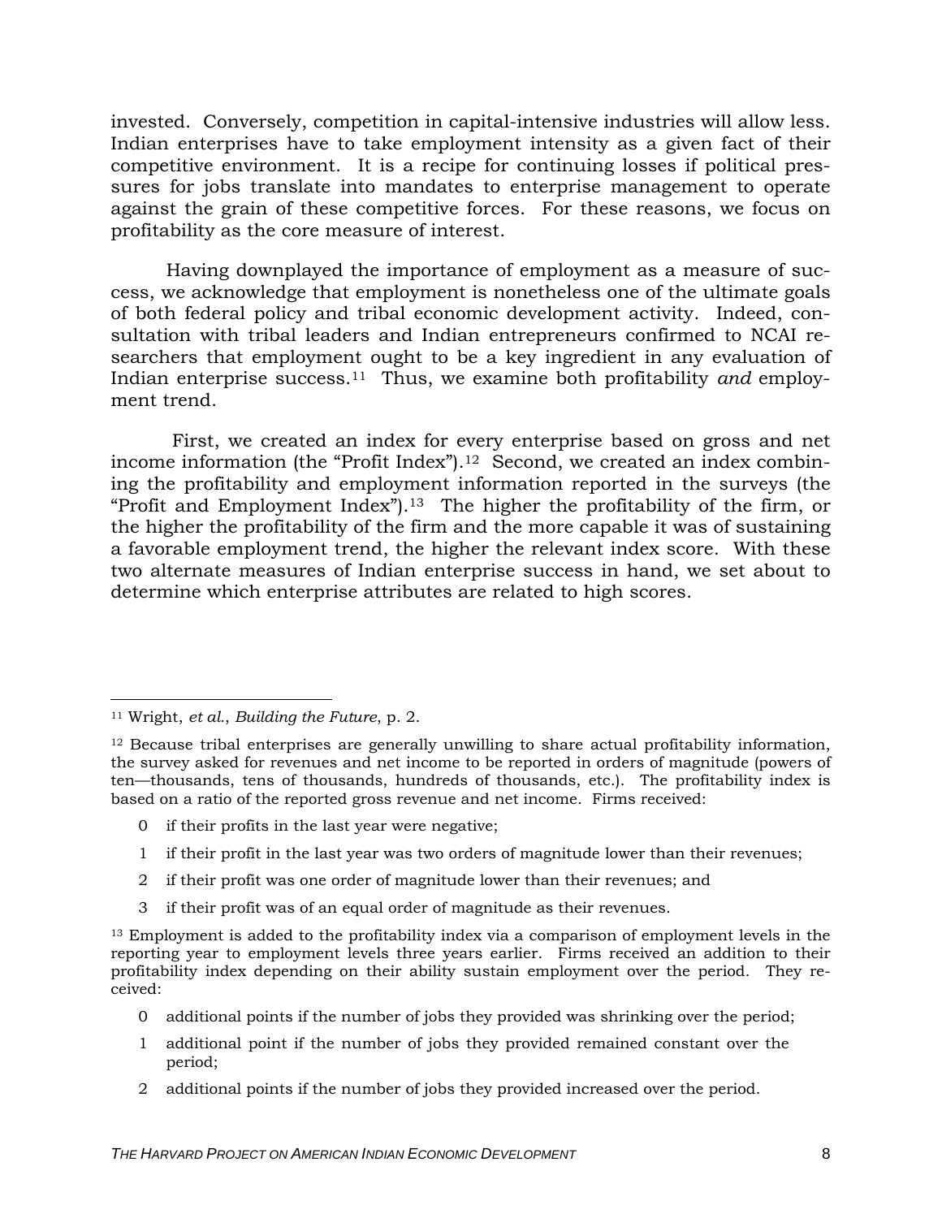invested. Conversely, competition in capital-intensive industries will allow less. Indian enterprises have to take employment intensity as a given fact of their competitive environment. It is a recipe for continuing losses if political pressures for jobs translate into mandates to enterprise management to operate against the grain of these competitive forces. For these reasons, we focus on profitability as the core measure of interest.

Having downplayed the importance of employment as a measure of success, we acknowledge that employment is nonetheless one of the ultimate goals of both federal policy and tribal economic development activity. Indeed, consultation with tribal leaders and Indian entrepreneurs confirmed to NCAI researchers that employment ought to be a key ingredient in any evaluation of Indian enterprise success.[11] Thus, we examine both profitability *and* employment trend.

First, we created an index for every enterprise based on gross and net income information (the "Profit Index").[12] Second, we created an index combining the profitability and employment information reported in the surveys (the "Profit and Employment Index").[13] The higher the profitability of the firm, or the higher the profitability of the firm and the more capable it was of sustaining a favorable employment trend, the higher the relevant index score. With these two alternate measures of Indian enterprise success in hand, we set about to determine which enterprise attributes are related to high scores.

---

[11] Wright, *et al.*, *Building the Future*, p. 2.

[12] Because tribal enterprises are generally unwilling to share actual profitability information, the survey asked for revenues and net income to be reported in orders of magnitude (powers of ten—thousands, tens of thousands, hundreds of thousands, etc.). The profitability index is based on a ratio of the reported gross revenue and net income. Firms received:

- 0 if their profits in the last year were negative;
- 1 if their profit in the last year was two orders of magnitude lower than their revenues;
- 2 if their profit was one order of magnitude lower than their revenues; and
- 3 if their profit was of an equal order of magnitude as their revenues.

[13] Employment is added to the profitability index via a comparison of employment levels in the reporting year to employment levels three years earlier. Firms received an addition to their profitability index depending on their ability sustain employment over the period. They received:

- 0 additional points if the number of jobs they provided was shrinking over the period;
- 1 additional point if the number of jobs they provided remained constant over the period;
- 2 additional points if the number of jobs they provided increased over the period.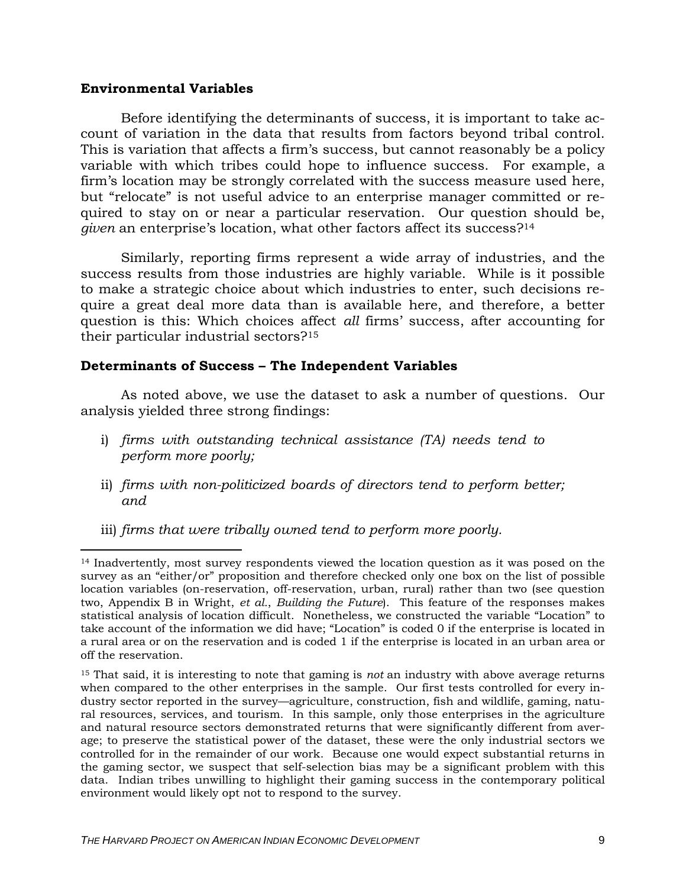### Environmental Variables

Before identifying the determinants of success, it is important to take account of variation in the data that results from factors beyond tribal control. This is variation that affects a firm's success, but cannot reasonably be a policy variable with which tribes could hope to influence success. For example, a firm's location may be strongly correlated with the success measure used here, but "relocate" is not useful advice to an enterprise manager committed or required to stay on or near a particular reservation. Our question should be, *given* an enterprise's location, what other factors affect its success?[14]

Similarly, reporting firms represent a wide array of industries, and the success results from those industries are highly variable. While is it possible to make a strategic choice about which industries to enter, such decisions require a great deal more data than is available here, and therefore, a better question is this: Which choices affect *all* firms' success, after accounting for their particular industrial sectors?[15]

### Determinants of Success – The Independent Variables

As noted above, we use the dataset to ask a number of questions. Our analysis yielded three strong findings:

i) *firms with outstanding technical assistance (TA) needs tend to perform more poorly;*

ii) *firms with non-politicized boards of directors tend to perform better; and*

iii) *firms that were tribally owned tend to perform more poorly.*

---

[14] Inadvertently, most survey respondents viewed the location question as it was posed on the survey as an "either/or" proposition and therefore checked only one box on the list of possible location variables (on-reservation, off-reservation, urban, rural) rather than two (see question two, Appendix B in Wright, *et al.*, *Building the Future*). This feature of the responses makes statistical analysis of location difficult. Nonetheless, we constructed the variable "Location" to take account of the information we did have; "Location" is coded 0 if the enterprise is located in a rural area or on the reservation and is coded 1 if the enterprise is located in an urban area or off the reservation.

[15] That said, it is interesting to note that gaming is *not* an industry with above average returns when compared to the other enterprises in the sample. Our first tests controlled for every industry sector reported in the survey—agriculture, construction, fish and wildlife, gaming, natural resources, services, and tourism. In this sample, only those enterprises in the agriculture and natural resource sectors demonstrated returns that were significantly different from average; to preserve the statistical power of the dataset, these were the only industrial sectors we controlled for in the remainder of our work. Because one would expect substantial returns in the gaming sector, we suspect that self-selection bias may be a significant problem with this data. Indian tribes unwilling to highlight their gaming success in the contemporary political environment would likely opt not to respond to the survey.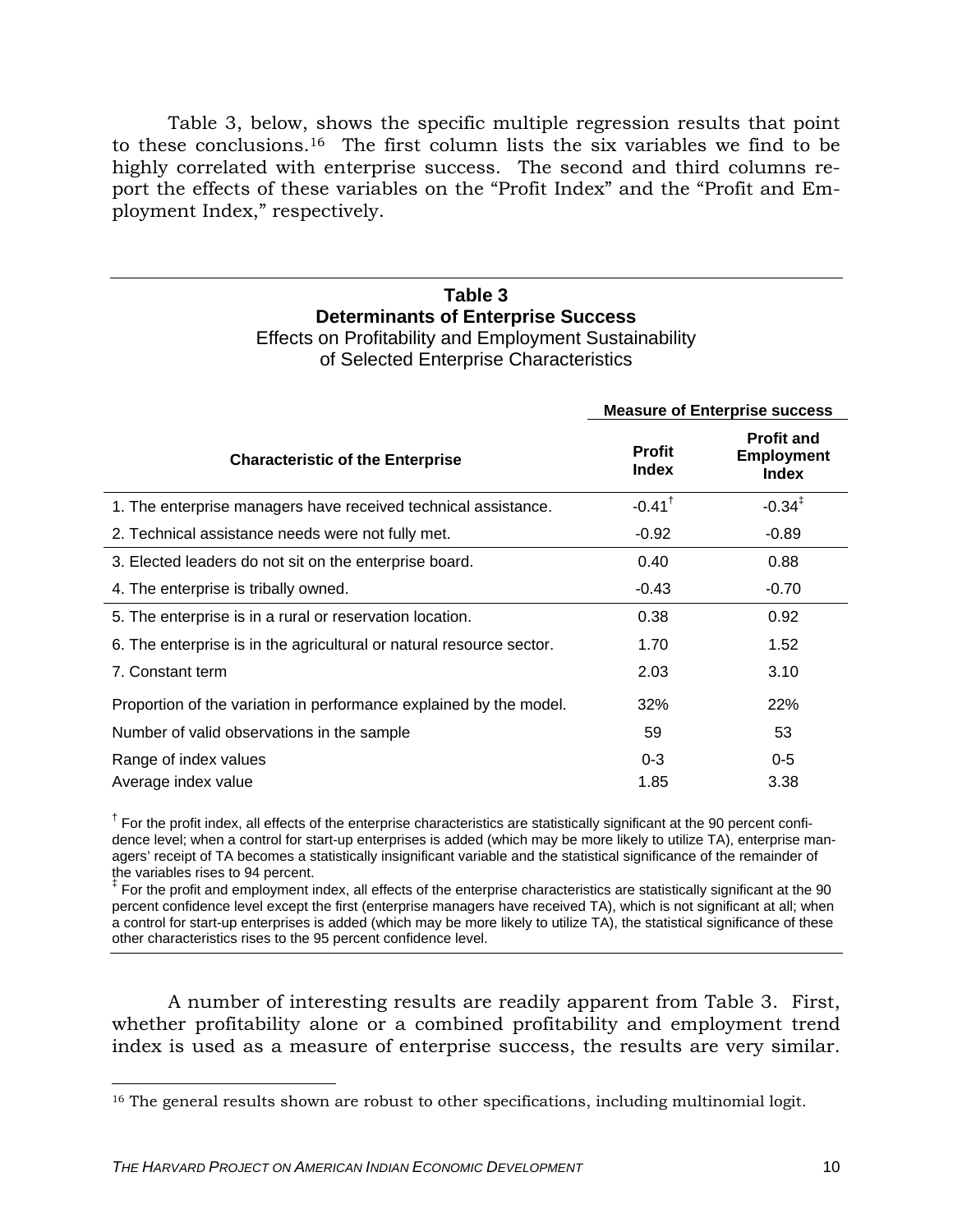Table 3, below, shows the specific multiple regression results that point to these conclusions.[16] The first column lists the six variables we find to be highly correlated with enterprise success. The second and third columns report the effects of these variables on the "Profit Index" and the "Profit and Employment Index," respectively.

**Table 3**
**Determinants of Enterprise Success**
Effects on Profitability and Employment Sustainability of Selected Enterprise Characteristics

| | Measure of Enterprise success | |
|---|---|---|
| **Characteristic of the Enterprise** | **Profit Index** | **Profit and Employment Index** |
| 1. The enterprise managers have received technical assistance. | -0.41[†] | -0.34[‡] |
| 2. Technical assistance needs were not fully met. | -0.92 | -0.89 |
| 3. Elected leaders do not sit on the enterprise board. | 0.40 | 0.88 |
| 4. The enterprise is tribally owned. | -0.43 | -0.70 |
| 5. The enterprise is in a rural or reservation location. | 0.38 | 0.92 |
| 6. The enterprise is in the agricultural or natural resource sector. | 1.70 | 1.52 |
| 7. Constant term | 2.03 | 3.10 |
| Proportion of the variation in performance explained by the model. | 32% | 22% |
| Number of valid observations in the sample | 59 | 53 |
| Range of index values | 0-3 | 0-5 |
| Average index value | 1.85 | 3.38 |

[†] For the profit index, all effects of the enterprise characteristics are statistically significant at the 90 percent confidence level; when a control for start-up enterprises is added (which may be more likely to utilize TA), enterprise managers' receipt of TA becomes a statistically insignificant variable and the statistical significance of the remainder of the variables rises to 94 percent.

[‡] For the profit and employment index, all effects of the enterprise characteristics are statistically significant at the 90 percent confidence level except the first (enterprise managers have received TA), which is not significant at all; when a control for start-up enterprises is added (which may be more likely to utilize TA), the statistical significance of these other characteristics rises to the 95 percent confidence level.

A number of interesting results are readily apparent from Table 3. First, whether profitability alone or a combined profitability and employment trend index is used as a measure of enterprise success, the results are very similar.

[16] The general results shown are robust to other specifications, including multinomial logit.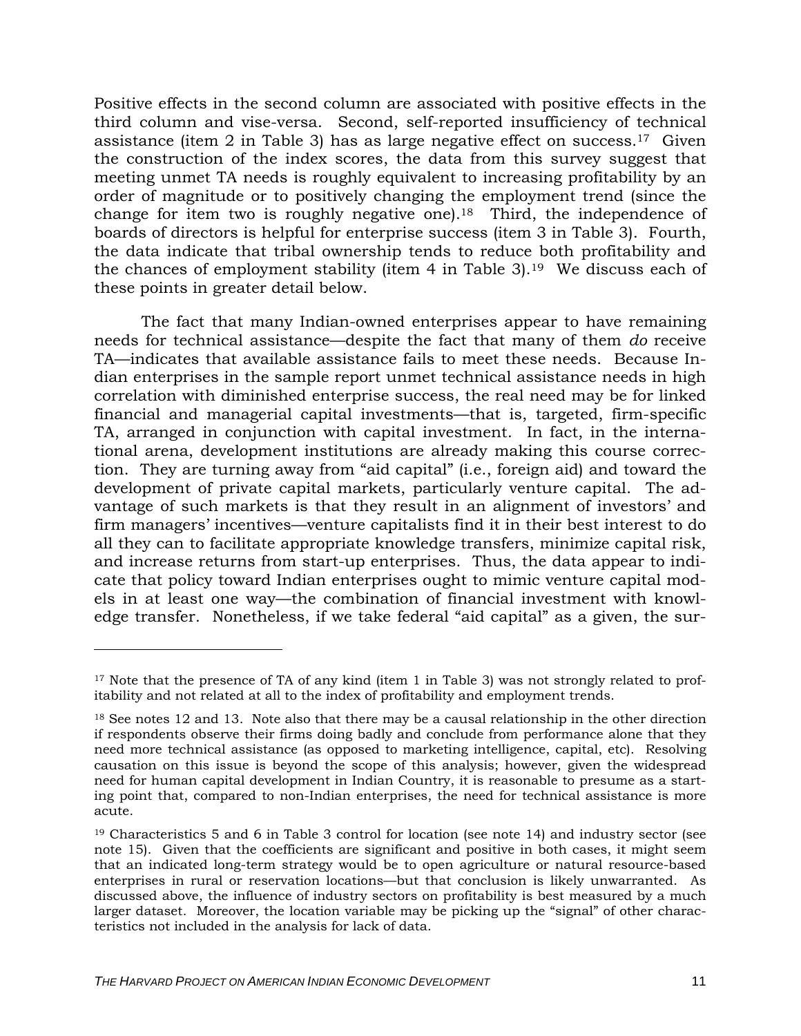Positive effects in the second column are associated with positive effects in the third column and vise-versa. Second, self-reported insufficiency of technical assistance (item 2 in Table 3) has as large negative effect on success.[17] Given the construction of the index scores, the data from this survey suggest that meeting unmet TA needs is roughly equivalent to increasing profitability by an order of magnitude or to positively changing the employment trend (since the change for item two is roughly negative one).[18] Third, the independence of boards of directors is helpful for enterprise success (item 3 in Table 3). Fourth, the data indicate that tribal ownership tends to reduce both profitability and the chances of employment stability (item 4 in Table 3).[19] We discuss each of these points in greater detail below.

The fact that many Indian-owned enterprises appear to have remaining needs for technical assistance—despite the fact that many of them *do* receive TA—indicates that available assistance fails to meet these needs. Because Indian enterprises in the sample report unmet technical assistance needs in high correlation with diminished enterprise success, the real need may be for linked financial and managerial capital investments—that is, targeted, firm-specific TA, arranged in conjunction with capital investment. In fact, in the international arena, development institutions are already making this course correction. They are turning away from "aid capital" (i.e., foreign aid) and toward the development of private capital markets, particularly venture capital. The advantage of such markets is that they result in an alignment of investors' and firm managers' incentives—venture capitalists find it in their best interest to do all they can to facilitate appropriate knowledge transfers, minimize capital risk, and increase returns from start-up enterprises. Thus, the data appear to indicate that policy toward Indian enterprises ought to mimic venture capital models in at least one way—the combination of financial investment with knowledge transfer. Nonetheless, if we take federal "aid capital" as a given, the sur-

---

[17] Note that the presence of TA of any kind (item 1 in Table 3) was not strongly related to profitability and not related at all to the index of profitability and employment trends.

[18] See notes 12 and 13. Note also that there may be a causal relationship in the other direction if respondents observe their firms doing badly and conclude from performance alone that they need more technical assistance (as opposed to marketing intelligence, capital, etc). Resolving causation on this issue is beyond the scope of this analysis; however, given the widespread need for human capital development in Indian Country, it is reasonable to presume as a starting point that, compared to non-Indian enterprises, the need for technical assistance is more acute.

[19] Characteristics 5 and 6 in Table 3 control for location (see note 14) and industry sector (see note 15). Given that the coefficients are significant and positive in both cases, it might seem that an indicated long-term strategy would be to open agriculture or natural resource-based enterprises in rural or reservation locations—but that conclusion is likely unwarranted. As discussed above, the influence of industry sectors on profitability is best measured by a much larger dataset. Moreover, the location variable may be picking up the "signal" of other characteristics not included in the analysis for lack of data.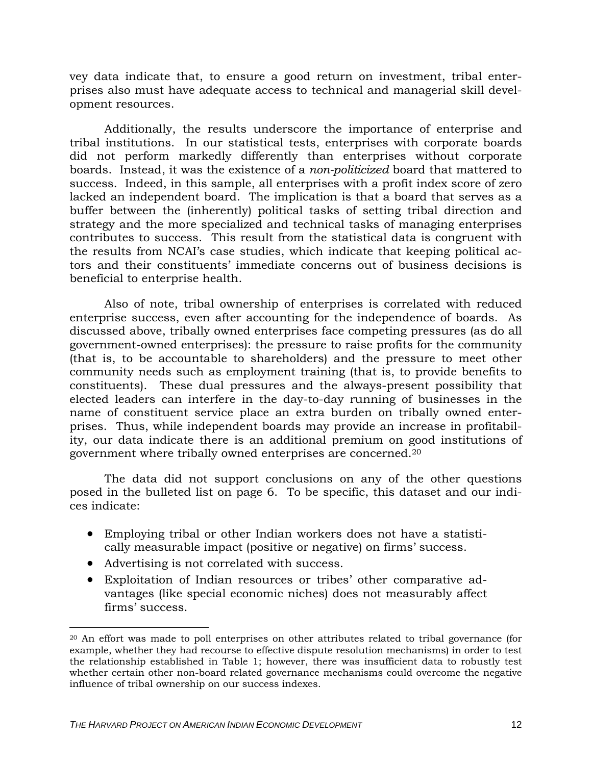vey data indicate that, to ensure a good return on investment, tribal enterprises also must have adequate access to technical and managerial skill development resources.

Additionally, the results underscore the importance of enterprise and tribal institutions. In our statistical tests, enterprises with corporate boards did not perform markedly differently than enterprises without corporate boards. Instead, it was the existence of a *non-politicized* board that mattered to success. Indeed, in this sample, all enterprises with a profit index score of zero lacked an independent board. The implication is that a board that serves as a buffer between the (inherently) political tasks of setting tribal direction and strategy and the more specialized and technical tasks of managing enterprises contributes to success. This result from the statistical data is congruent with the results from NCAI's case studies, which indicate that keeping political actors and their constituents' immediate concerns out of business decisions is beneficial to enterprise health.

Also of note, tribal ownership of enterprises is correlated with reduced enterprise success, even after accounting for the independence of boards. As discussed above, tribally owned enterprises face competing pressures (as do all government-owned enterprises): the pressure to raise profits for the community (that is, to be accountable to shareholders) and the pressure to meet other community needs such as employment training (that is, to provide benefits to constituents). These dual pressures and the always-present possibility that elected leaders can interfere in the day-to-day running of businesses in the name of constituent service place an extra burden on tribally owned enterprises. Thus, while independent boards may provide an increase in profitability, our data indicate there is an additional premium on good institutions of government where tribally owned enterprises are concerned.[20]

The data did not support conclusions on any of the other questions posed in the bulleted list on page 6. To be specific, this dataset and our indices indicate:

- Employing tribal or other Indian workers does not have a statistically measurable impact (positive or negative) on firms' success.
- Advertising is not correlated with success.
- Exploitation of Indian resources or tribes' other comparative advantages (like special economic niches) does not measurably affect firms' success.

[20] An effort was made to poll enterprises on other attributes related to tribal governance (for example, whether they had recourse to effective dispute resolution mechanisms) in order to test the relationship established in Table 1; however, there was insufficient data to robustly test whether certain other non-board related governance mechanisms could overcome the negative influence of tribal ownership on our success indexes.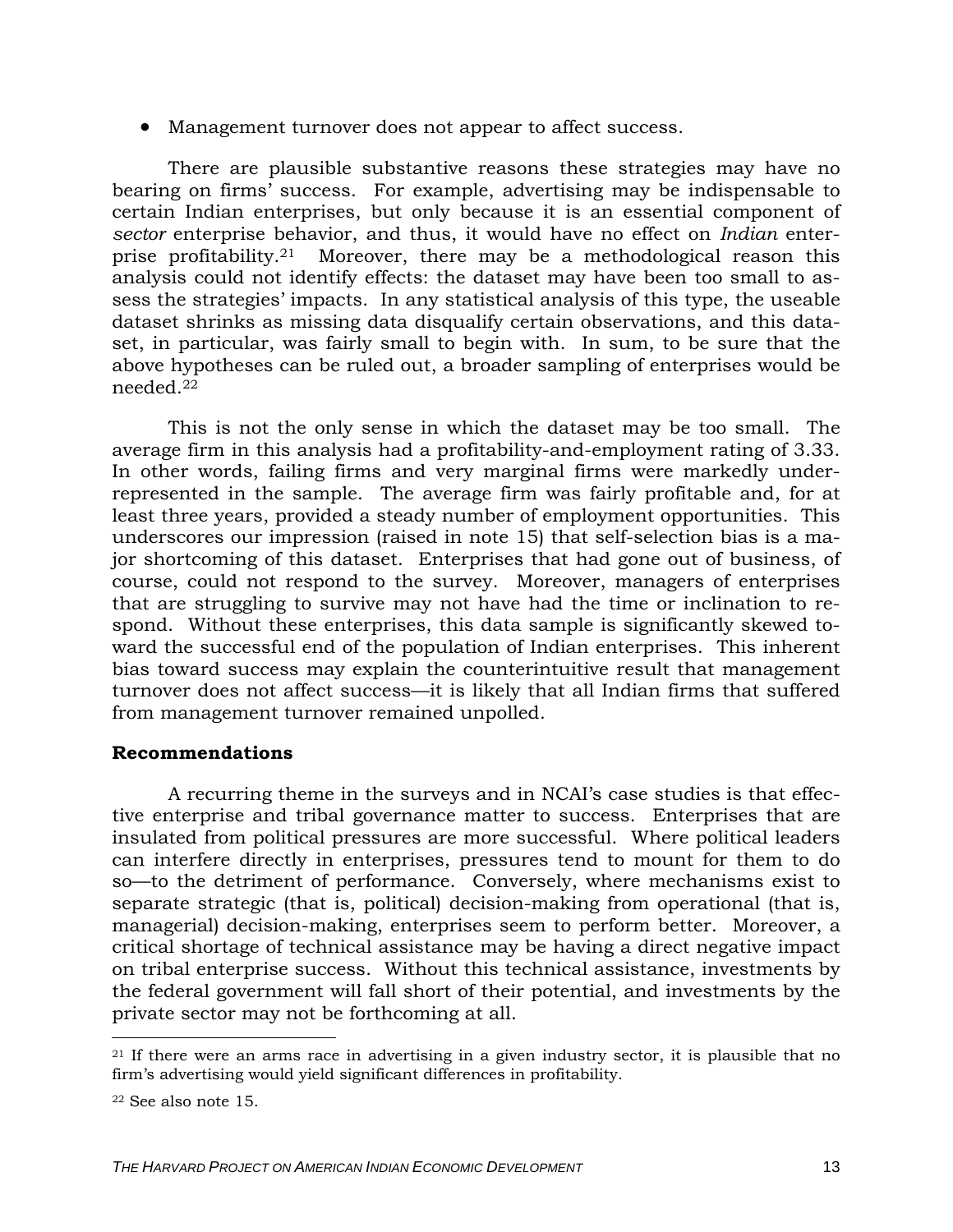- Management turnover does not appear to affect success.

There are plausible substantive reasons these strategies may have no bearing on firms' success. For example, advertising may be indispensable to certain Indian enterprises, but only because it is an essential component of *sector* enterprise behavior, and thus, it would have no effect on *Indian* enterprise profitability.[21] Moreover, there may be a methodological reason this analysis could not identify effects: the dataset may have been too small to assess the strategies' impacts. In any statistical analysis of this type, the useable dataset shrinks as missing data disqualify certain observations, and this dataset, in particular, was fairly small to begin with. In sum, to be sure that the above hypotheses can be ruled out, a broader sampling of enterprises would be needed.[22]

This is not the only sense in which the dataset may be too small. The average firm in this analysis had a profitability-and-employment rating of 3.33. In other words, failing firms and very marginal firms were markedly underrepresented in the sample. The average firm was fairly profitable and, for at least three years, provided a steady number of employment opportunities. This underscores our impression (raised in note 15) that self-selection bias is a major shortcoming of this dataset. Enterprises that had gone out of business, of course, could not respond to the survey. Moreover, managers of enterprises that are struggling to survive may not have had the time or inclination to respond. Without these enterprises, this data sample is significantly skewed toward the successful end of the population of Indian enterprises. This inherent bias toward success may explain the counterintuitive result that management turnover does not affect success—it is likely that all Indian firms that suffered from management turnover remained unpolled.

**Recommendations**

A recurring theme in the surveys and in NCAI's case studies is that effective enterprise and tribal governance matter to success. Enterprises that are insulated from political pressures are more successful. Where political leaders can interfere directly in enterprises, pressures tend to mount for them to do so—to the detriment of performance. Conversely, where mechanisms exist to separate strategic (that is, political) decision-making from operational (that is, managerial) decision-making, enterprises seem to perform better. Moreover, a critical shortage of technical assistance may be having a direct negative impact on tribal enterprise success. Without this technical assistance, investments by the federal government will fall short of their potential, and investments by the private sector may not be forthcoming at all.

---

[21] If there were an arms race in advertising in a given industry sector, it is plausible that no firm's advertising would yield significant differences in profitability.

[22] See also note 15.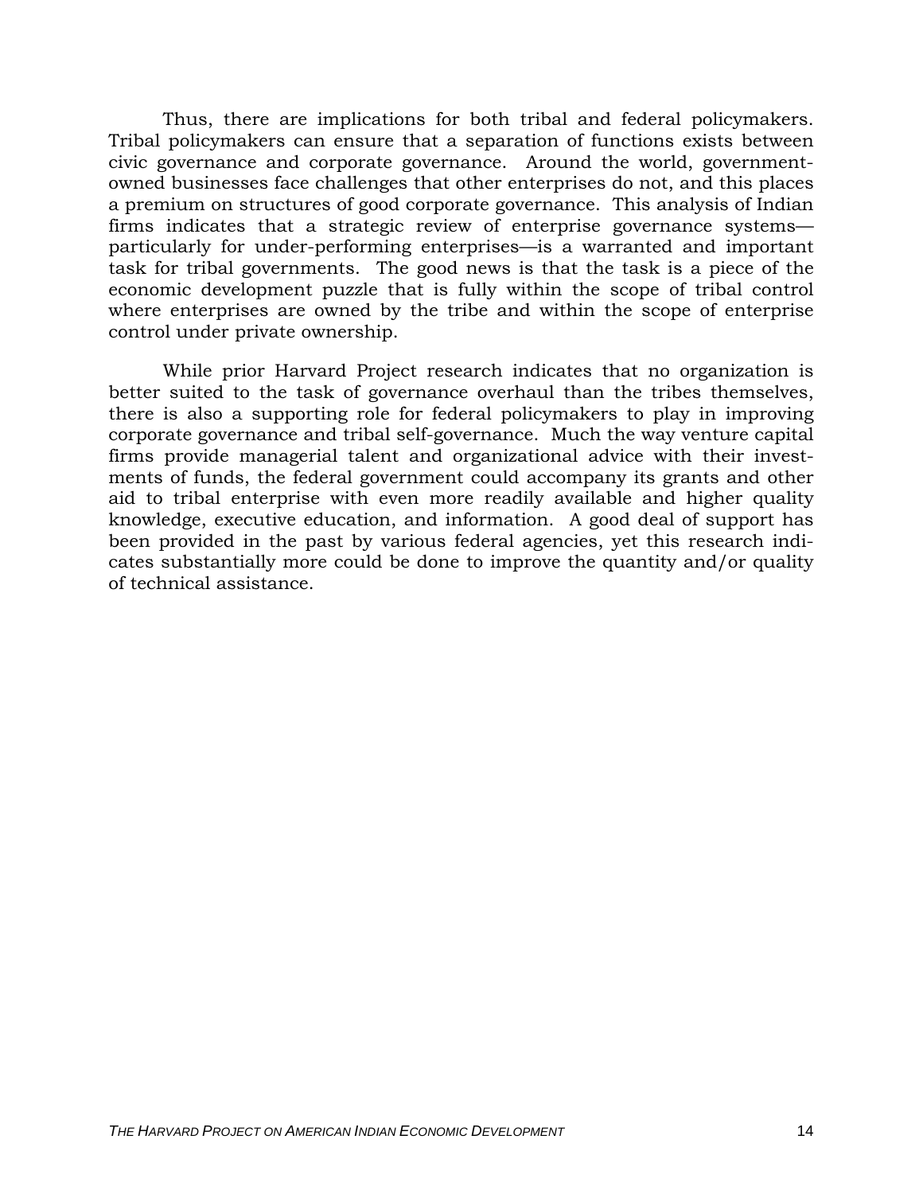Thus, there are implications for both tribal and federal policymakers. Tribal policymakers can ensure that a separation of functions exists between civic governance and corporate governance. Around the world, government-owned businesses face challenges that other enterprises do not, and this places a premium on structures of good corporate governance. This analysis of Indian firms indicates that a strategic review of enterprise governance systems—particularly for under-performing enterprises—is a warranted and important task for tribal governments. The good news is that the task is a piece of the economic development puzzle that is fully within the scope of tribal control where enterprises are owned by the tribe and within the scope of enterprise control under private ownership.

While prior Harvard Project research indicates that no organization is better suited to the task of governance overhaul than the tribes themselves, there is also a supporting role for federal policymakers to play in improving corporate governance and tribal self-governance. Much the way venture capital firms provide managerial talent and organizational advice with their investments of funds, the federal government could accompany its grants and other aid to tribal enterprise with even more readily available and higher quality knowledge, executive education, and information. A good deal of support has been provided in the past by various federal agencies, yet this research indicates substantially more could be done to improve the quantity and/or quality of technical assistance.